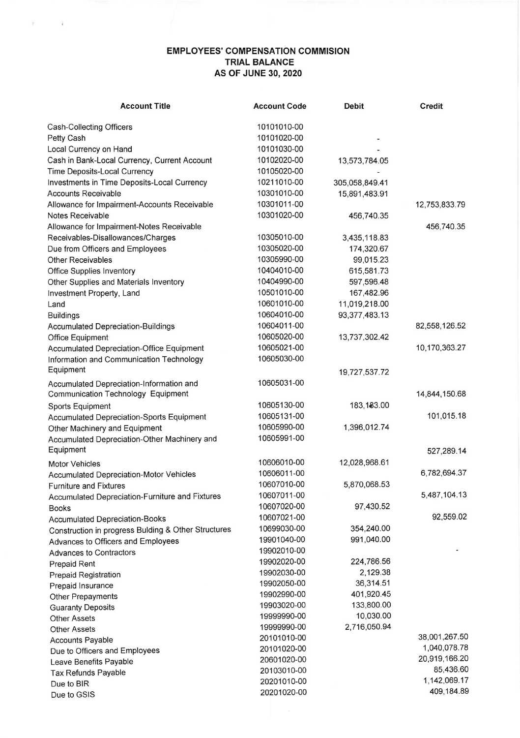**EMPLOYEES' COMPENSATION COMMISION**
**TRIAL BALANCE**
**AS OF JUNE 30, 2020**

| Account Title | Account Code | Debit | Credit |
|---|---|---|---|
| Cash-Collecting Officers | 10101010-00 | | |
| Petty Cash | 10101020-00 | - | |
| Local Currency on Hand | 10101030-00 | - | |
| Cash in Bank-Local Currency, Current Account | 10102020-00 | 13,573,784.05 | |
| Time Deposits-Local Currency | 10105020-00 | - | |
| Investments in Time Deposits-Local Currency | 10211010-00 | 305,058,849.41 | |
| Accounts Receivable | 10301010-00 | 15,891,483.91 | |
| Allowance for Impairment-Accounts Receivable | 10301011-00 | | 12,753,833.79 |
| Notes Receivable | 10301020-00 | 456,740.35 | |
| Allowance for Impairment-Notes Receivable | | | 456,740.35 |
| Receivables-Disallowances/Charges | 10305010-00 | 3,435,118.83 | |
| Due from Officers and Employees | 10305020-00 | 174,320.67 | |
| Other Receivables | 10305990-00 | 99,015.23 | |
| Office Supplies Inventory | 10404010-00 | 615,581.73 | |
| Other Supplies and Materials Inventory | 10404990-00 | 597,596.48 | |
| Investment Property, Land | 10501010-00 | 167,482.96 | |
| Land | 10601010-00 | 11,019,218.00 | |
| Buildings | 10604010-00 | 93,377,483.13 | |
| Accumulated Depreciation-Buildings | 10604011-00 | | 82,558,126.52 |
| Office Equipment | 10605020-00 | 13,737,302.42 | |
| Accumulated Depreciation-Office Equipment | 10605021-00 | | 10,170,363.27 |
| Information and Communication Technology Equipment | 10605030-00 | 19,727,537.72 | |
| Accumulated Depreciation-Information and Communication Technology Equipment | 10605031-00 | | 14,844,150.68 |
| Sports Equipment | 10605130-00 | 183,183.00 | |
| Accumulated Depreciation-Sports Equipment | 10605131-00 | | 101,015.18 |
| Other Machinery and Equipment | 10605990-00 | 1,396,012.74 | |
| Accumulated Depreciation-Other Machinery and Equipment | 10605991-00 | | 527,289.14 |
| Motor Vehicles | 10606010-00 | 12,028,968.61 | |
| Accumulated Depreciation-Motor Vehicles | 10606011-00 | | 6,782,694.37 |
| Furniture and Fixtures | 10607010-00 | 5,870,068.53 | |
| Accumulated Depreciation-Furniture and Fixtures | 10607011-00 | | 5,487,104.13 |
| Books | 10607020-00 | 97,430.52 | |
| Accumulated Depreciation-Books | 10607021-00 | | 92,559.02 |
| Construction in progress Bulding & Other Structures | 10699030-00 | 354,240.00 | |
| Advances to Officers and Employees | 19901040-00 | 991,040.00 | |
| Advances to Contractors | 19902010-00 | | - |
| Prepaid Rent | 19902020-00 | 224,786.56 | |
| Prepaid Registration | 19902030-00 | 2,129.38 | |
| Prepaid Insurance | 19902050-00 | 36,314.51 | |
| Other Prepayments | 19902990-00 | 401,920.45 | |
| Guaranty Deposits | 19903020-00 | 133,800.00 | |
| Other Assets | 19999990-00 | 10,030.00 | |
| Other Assets | 19999990-00 | 2,716,050.94 | |
| Accounts Payable | 20101010-00 | | 38,001,267.50 |
| Due to Officers and Employees | 20101020-00 | | 1,040,078.78 |
| Leave Benefits Payable | 20601020-00 | | 20,919,166.20 |
| Tax Refunds Payable | 20103010-00 | | 85,436.60 |
| Due to BIR | 20201010-00 | | 1,142,069.17 |
| Due to GSIS | 20201020-00 | | 409,184.89 |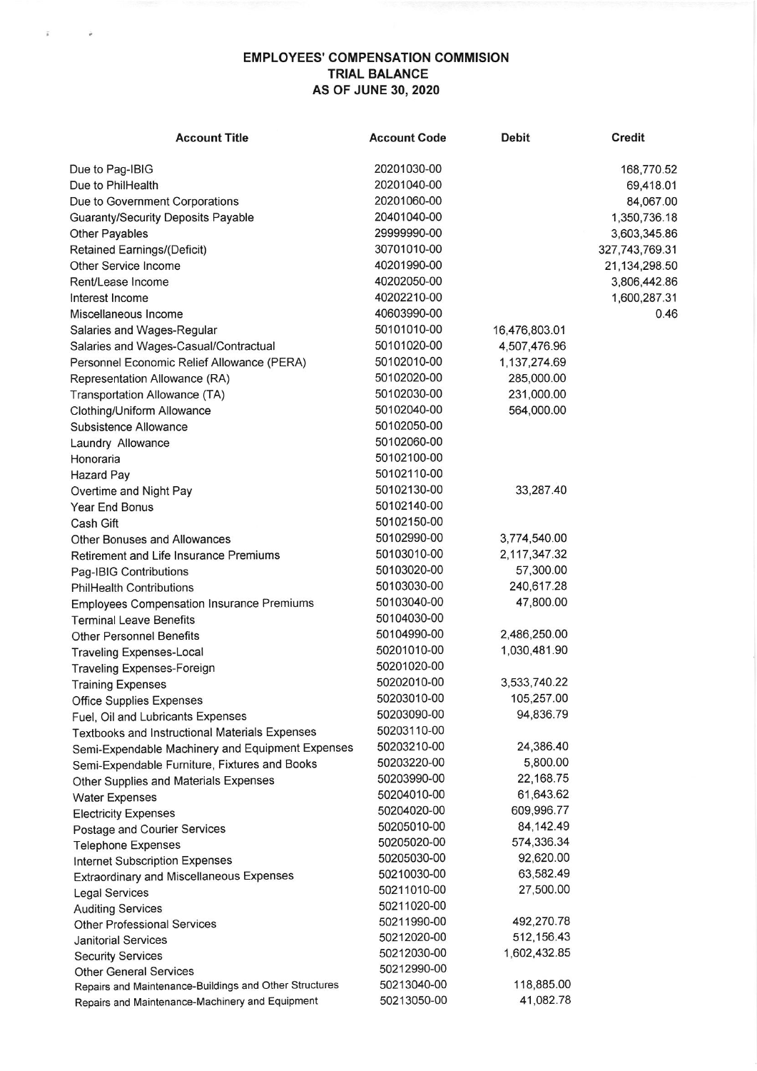**EMPLOYEES' COMPENSATION COMMISION**
**TRIAL BALANCE**
**AS OF JUNE 30, 2020**

| Account Title | Account Code | Debit | Credit |
|---|---|---|---|
| Due to Pag-IBIG | 20201030-00 | | 168,770.52 |
| Due to PhilHealth | 20201040-00 | | 69,418.01 |
| Due to Government Corporations | 20201060-00 | | 84,067.00 |
| Guaranty/Security Deposits Payable | 20401040-00 | | 1,350,736.18 |
| Other Payables | 29999990-00 | | 3,603,345.86 |
| Retained Earnings/(Deficit) | 30701010-00 | | 327,743,769.31 |
| Other Service Income | 40201990-00 | | 21,134,298.50 |
| Rent/Lease Income | 40202050-00 | | 3,806,442.86 |
| Interest Income | 40202210-00 | | 1,600,287.31 |
| Miscellaneous Income | 40603990-00 | | 0.46 |
| Salaries and Wages-Regular | 50101010-00 | 16,476,803.01 | |
| Salaries and Wages-Casual/Contractual | 50101020-00 | 4,507,476.96 | |
| Personnel Economic Relief Allowance (PERA) | 50102010-00 | 1,137,274.69 | |
| Representation Allowance (RA) | 50102020-00 | 285,000.00 | |
| Transportation Allowance (TA) | 50102030-00 | 231,000.00 | |
| Clothing/Uniform Allowance | 50102040-00 | 564,000.00 | |
| Subsistence Allowance | 50102050-00 | | |
| Laundry Allowance | 50102060-00 | | |
| Honoraria | 50102100-00 | | |
| Hazard Pay | 50102110-00 | | |
| Overtime and Night Pay | 50102130-00 | 33,287.40 | |
| Year End Bonus | 50102140-00 | | |
| Cash Gift | 50102150-00 | | |
| Other Bonuses and Allowances | 50102990-00 | 3,774,540.00 | |
| Retirement and Life Insurance Premiums | 50103010-00 | 2,117,347.32 | |
| Pag-IBIG Contributions | 50103020-00 | 57,300.00 | |
| PhilHealth Contributions | 50103030-00 | 240,617.28 | |
| Employees Compensation Insurance Premiums | 50103040-00 | 47,800.00 | |
| Terminal Leave Benefits | 50104030-00 | | |
| Other Personnel Benefits | 50104990-00 | 2,486,250.00 | |
| Traveling Expenses-Local | 50201010-00 | 1,030,481.90 | |
| Traveling Expenses-Foreign | 50201020-00 | | |
| Training Expenses | 50202010-00 | 3,533,740.22 | |
| Office Supplies Expenses | 50203010-00 | 105,257.00 | |
| Fuel, Oil and Lubricants Expenses | 50203090-00 | 94,836.79 | |
| Textbooks and Instructional Materials Expenses | 50203110-00 | | |
| Semi-Expendable Machinery and Equipment Expenses | 50203210-00 | 24,386.40 | |
| Semi-Expendable Furniture, Fixtures and Books | 50203220-00 | 5,800.00 | |
| Other Supplies and Materials Expenses | 50203990-00 | 22,168.75 | |
| Water Expenses | 50204010-00 | 61,643.62 | |
| Electricity Expenses | 50204020-00 | 609,996.77 | |
| Postage and Courier Services | 50205010-00 | 84,142.49 | |
| Telephone Expenses | 50205020-00 | 574,336.34 | |
| Internet Subscription Expenses | 50205030-00 | 92,620.00 | |
| Extraordinary and Miscellaneous Expenses | 50210030-00 | 63,582.49 | |
| Legal Services | 50211010-00 | 27,500.00 | |
| Auditing Services | 50211020-00 | | |
| Other Professional Services | 50211990-00 | 492,270.78 | |
| Janitorial Services | 50212020-00 | 512,156.43 | |
| Security Services | 50212030-00 | 1,602,432.85 | |
| Other General Services | 50212990-00 | | |
| Repairs and Maintenance-Buildings and Other Structures | 50213040-00 | 118,885.00 | |
| Repairs and Maintenance-Machinery and Equipment | 50213050-00 | 41,082.78 | |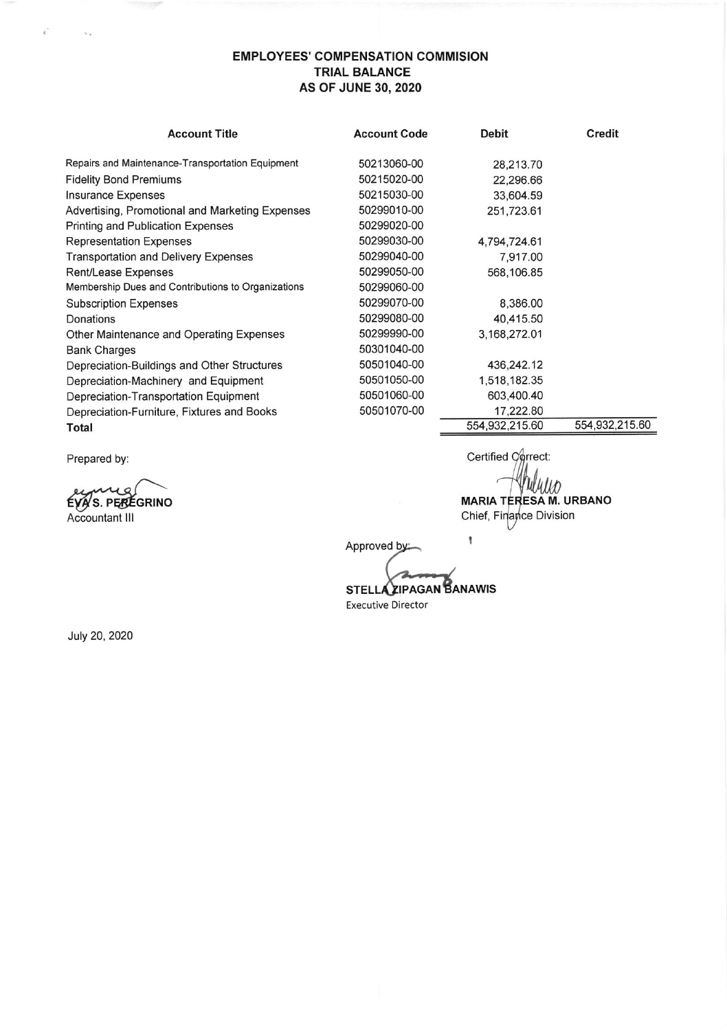**EMPLOYEES' COMPENSATION COMMISION**
**TRIAL BALANCE**
**AS OF JUNE 30, 2020**

| Account Title | Account Code | Debit | Credit |
|---|---|---|---|
| Repairs and Maintenance-Transportation Equipment | 50213060-00 | 28,213.70 | |
| Fidelity Bond Premiums | 50215020-00 | 22,296.66 | |
| Insurance Expenses | 50215030-00 | 33,604.59 | |
| Advertising, Promotional and Marketing Expenses | 50299010-00 | 251,723.61 | |
| Printing and Publication Expenses | 50299020-00 | | |
| Representation Expenses | 50299030-00 | 4,794,724.61 | |
| Transportation and Delivery Expenses | 50299040-00 | 7,917.00 | |
| Rent/Lease Expenses | 50299050-00 | 568,106.85 | |
| Membership Dues and Contributions to Organizations | 50299060-00 | | |
| Subscription Expenses | 50299070-00 | 8,386.00 | |
| Donations | 50299080-00 | 40,415.50 | |
| Other Maintenance and Operating Expenses | 50299990-00 | 3,168,272.01 | |
| Bank Charges | 50301040-00 | | |
| Depreciation-Buildings and Other Structures | 50501040-00 | 436,242.12 | |
| Depreciation-Machinery and Equipment | 50501050-00 | 1,518,182.35 | |
| Depreciation-Transportation Equipment | 50501060-00 | 603,400.40 | |
| Depreciation-Furniture, Fixtures and Books | 50501070-00 | 17,222.80 | |
| **Total** | | 554,932,215.60 | 554,932,215.60 |

Prepared by:

**EVA S. PEREGRINO**
Accountant III

Certified Correct:

**MARIA TERESA M. URBANO**
Chief, Finance Division

Approved by:

**STELLA ZIPAGAN BANAWIS**
Executive Director

July 20, 2020